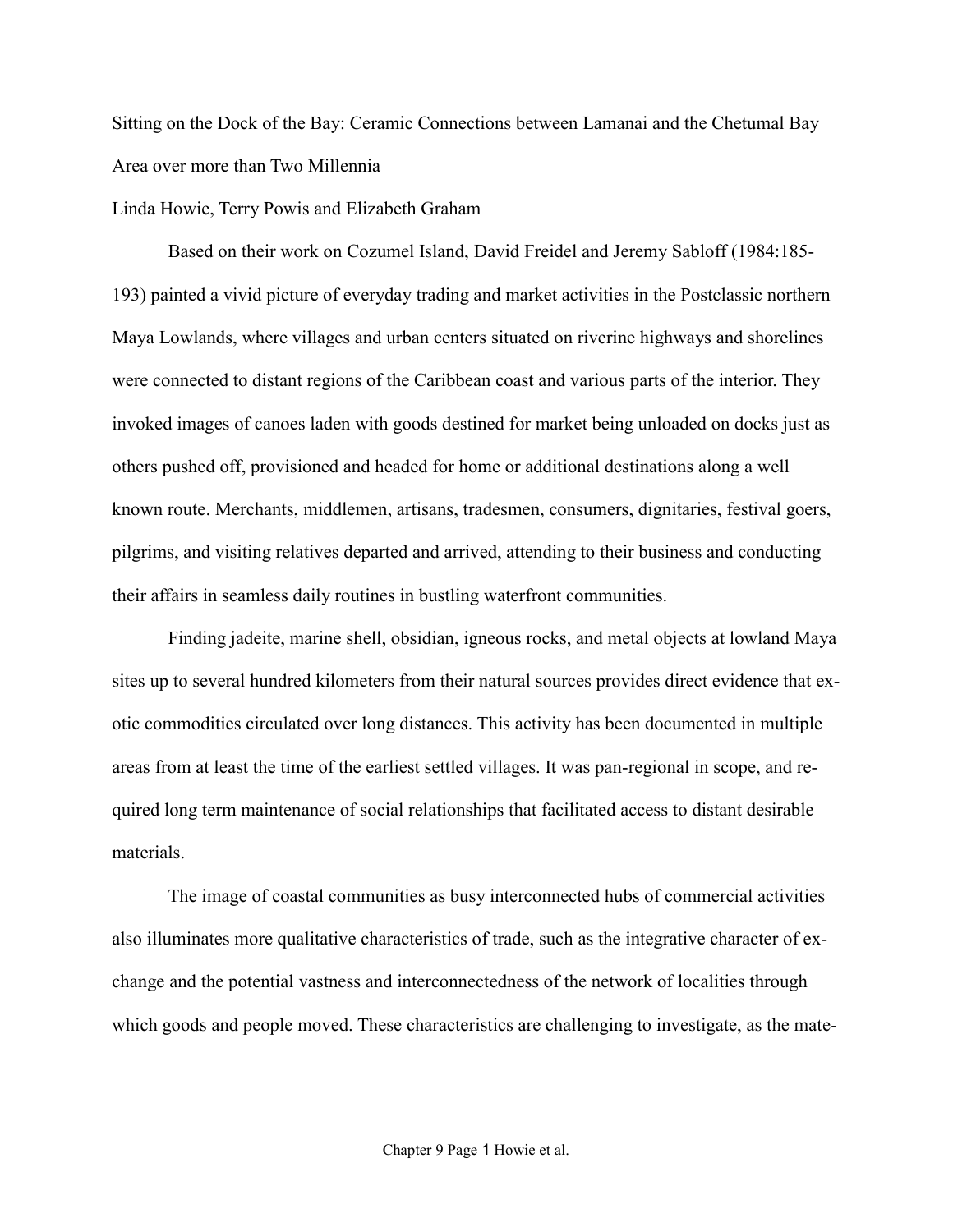# Sitting on the Dock of the Bay: Ceramic Connections between Lamanai and the Chetumal Bay Area over more than Two Millennia

Linda Howie, Terry Powis and Elizabeth Graham

Based on their work on Cozumel Island, David Freidel and Jeremy Sabloff (1984:185-193) painted a vivid picture of everyday trading and market activities in the Postclassic northern Maya Lowlands, where villages and urban centers situated on riverine highways and shorelines were connected to distant regions of the Caribbean coast and various parts of the interior. They invoked images of canoes laden with goods destined for market being unloaded on docks just as others pushed off, provisioned and headed for home or additional destinations along a well known route. Merchants, middlemen, artisans, tradesmen, consumers, dignitaries, festival goers, pilgrims, and visiting relatives departed and arrived, attending to their business and conducting their affairs in seamless daily routines in bustling waterfront communities.

Finding jadeite, marine shell, obsidian, igneous rocks, and metal objects at lowland Maya sites up to several hundred kilometers from their natural sources provides direct evidence that exotic commodities circulated over long distances. This activity has been documented in multiple areas from at least the time of the earliest settled villages. It was pan-regional in scope, and required long term maintenance of social relationships that facilitated access to distant desirable materials.

The image of coastal communities as busy interconnected hubs of commercial activities also illuminates more qualitative characteristics of trade, such as the integrative character of exchange and the potential vastness and interconnectedness of the network of localities through which goods and people moved. These characteristics are challenging to investigate, as the mate-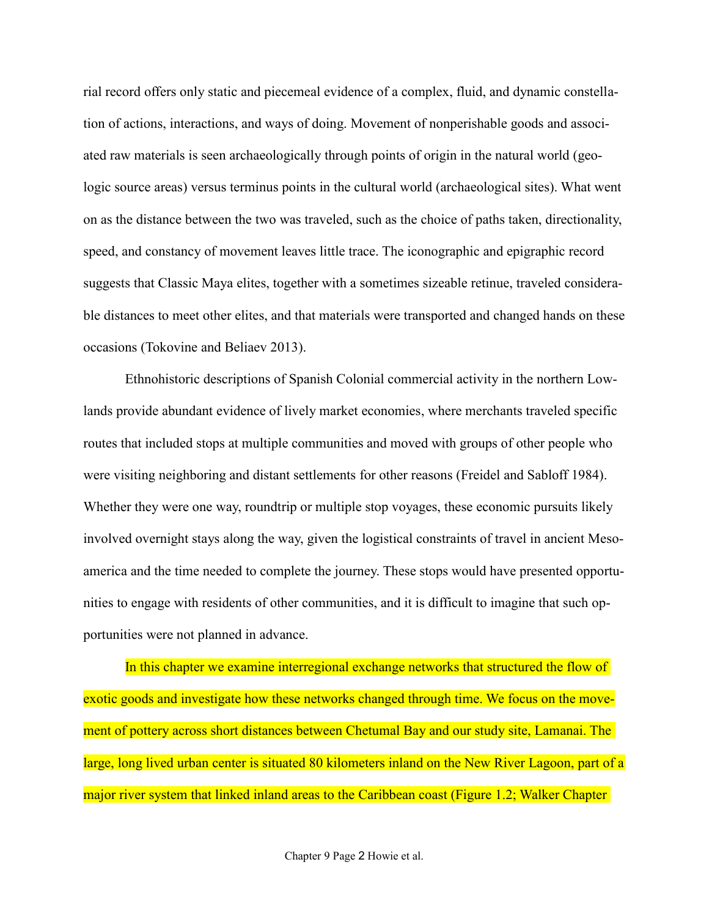rial record offers only static and piecemeal evidence of a complex, fluid, and dynamic constellation of actions, interactions, and ways of doing. Movement of nonperishable goods and associated raw materials is seen archaeologically through points of origin in the natural world (geologic source areas) versus terminus points in the cultural world (archaeological sites). What went on as the distance between the two was traveled, such as the choice of paths taken, directionality, speed, and constancy of movement leaves little trace. The iconographic and epigraphic record suggests that Classic Maya elites, together with a sometimes sizeable retinue, traveled considerable distances to meet other elites, and that materials were transported and changed hands on these occasions (Tokovine and Beliaev 2013).

Ethnohistoric descriptions of Spanish Colonial commercial activity in the northern Lowlands provide abundant evidence of lively market economies, where merchants traveled specific routes that included stops at multiple communities and moved with groups of other people who were visiting neighboring and distant settlements for other reasons (Freidel and Sabloff 1984). Whether they were one way, roundtrip or multiple stop voyages, these economic pursuits likely involved overnight stays along the way, given the logistical constraints of travel in ancient Mesoamerica and the time needed to complete the journey. These stops would have presented opportunities to engage with residents of other communities, and it is difficult to imagine that such opportunities were not planned in advance.

In this chapter we examine interregional exchange networks that structured the flow of exotic goods and investigate how these networks changed through time. We focus on the movement of pottery across short distances between Chetumal Bay and our study site, Lamanai. The large, long lived urban center is situated 80 kilometers inland on the New River Lagoon, part of a major river system that linked inland areas to the Caribbean coast (Figure 1.2; Walker Chapter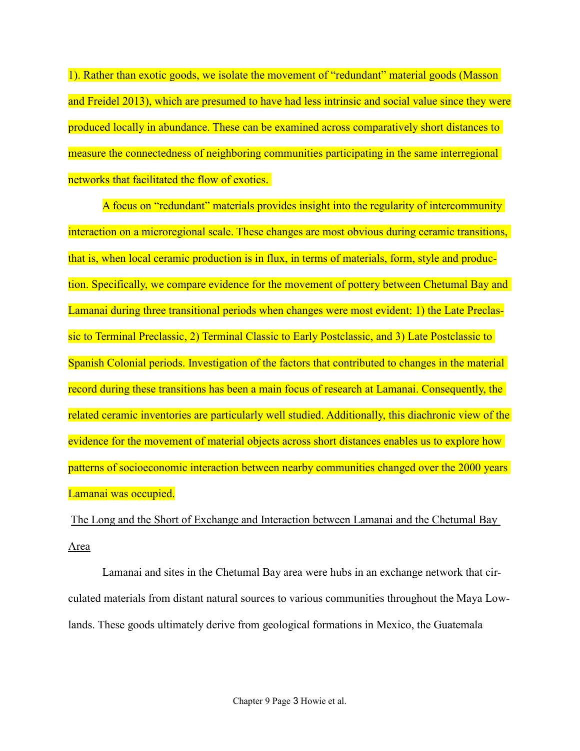1). Rather than exotic goods, we isolate the movement of "redundant" material goods (Masson and Freidel 2013), which are presumed to have had less intrinsic and social value since they were produced locally in abundance. These can be examined across comparatively short distances to measure the connectedness of neighboring communities participating in the same interregional networks that facilitated the flow of exotics.

A focus on "redundant" materials provides insight into the regularity of intercommunity interaction on a microregional scale. These changes are most obvious during ceramic transitions, that is, when local ceramic production is in flux, in terms of materials, form, style and production. Specifically, we compare evidence for the movement of pottery between Chetumal Bay and Lamanai during three transitional periods when changes were most evident: 1) the Late Preclassic to Terminal Preclassic, 2) Terminal Classic to Early Postclassic, and 3) Late Postclassic to Spanish Colonial periods. Investigation of the factors that contributed to changes in the material record during these transitions has been a main focus of research at Lamanai. Consequently, the related ceramic inventories are particularly well studied. Additionally, this diachronic view of the evidence for the movement of material objects across short distances enables us to explore how patterns of socioeconomic interaction between nearby communities changed over the 2000 years Lamanai was occupied.

## The Long and the Short of Exchange and Interaction between Lamanai and the Chetumal Bay Area

Lamanai and sites in the Chetumal Bay area were hubs in an exchange network that circulated materials from distant natural sources to various communities throughout the Maya Lowlands. These goods ultimately derive from geological formations in Mexico, the Guatemala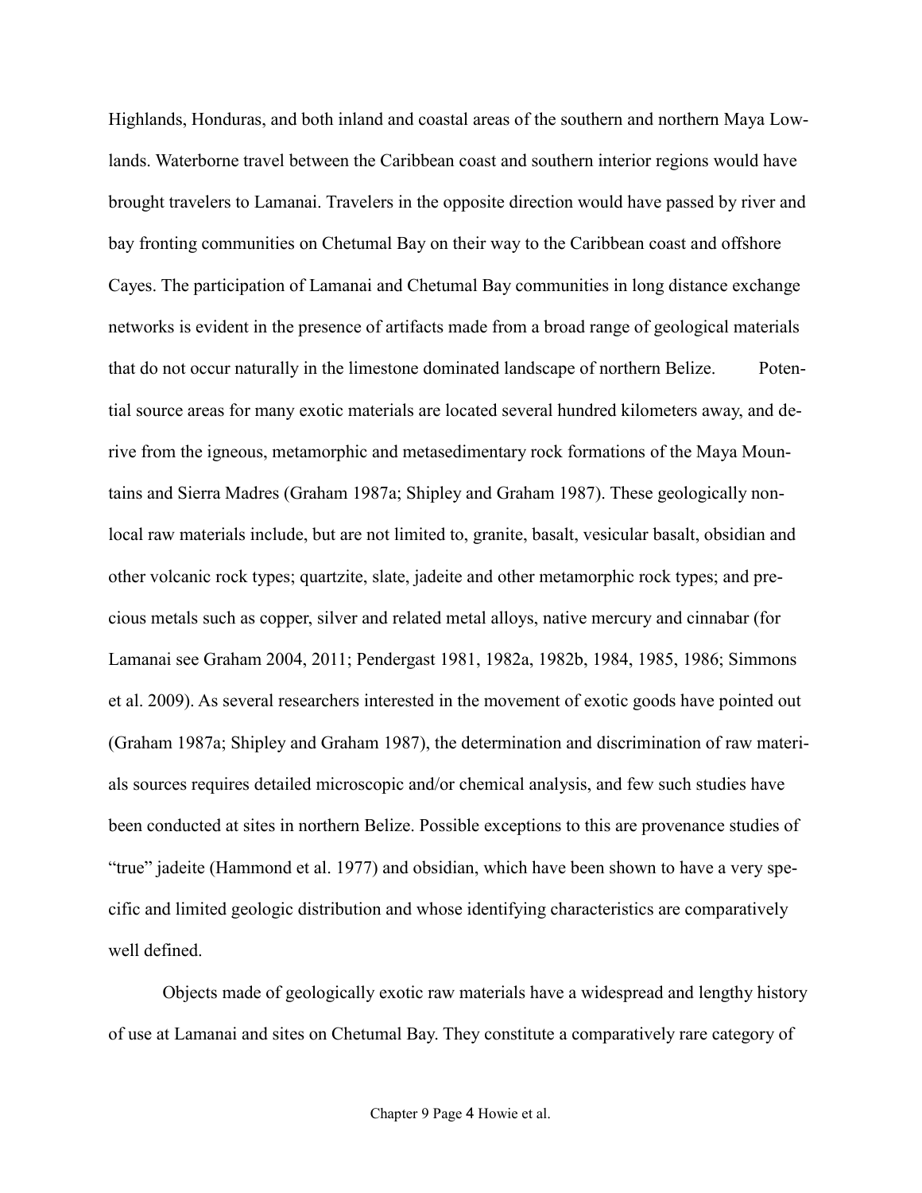Highlands, Honduras, and both inland and coastal areas of the southern and northern Maya Lowlands. Waterborne travel between the Caribbean coast and southern interior regions would have brought travelers to Lamanai. Travelers in the opposite direction would have passed by river and bay fronting communities on Chetumal Bay on their way to the Caribbean coast and offshore Cayes. The participation of Lamanai and Chetumal Bay communities in long distance exchange networks is evident in the presence of artifacts made from a broad range of geological materials that do not occur naturally in the limestone dominated landscape of northern Belize. Potential source areas for many exotic materials are located several hundred kilometers away, and derive from the igneous, metamorphic and metasedimentary rock formations of the Maya Mountains and Sierra Madres (Graham 1987a; Shipley and Graham 1987). These geologically non-local raw materials include, but are not limited to, granite, basalt, vesicular basalt, obsidian and other volcanic rock types; quartzite, slate, jadeite and other metamorphic rock types; and precious metals such as copper, silver and related metal alloys, native mercury and cinnabar (for Lamanai see Graham 2004, 2011; Pendergast 1981, 1982a, 1982b, 1984, 1985, 1986; Simmons et al. 2009). As several researchers interested in the movement of exotic goods have pointed out (Graham 1987a; Shipley and Graham 1987), the determination and discrimination of raw materials sources requires detailed microscopic and/or chemical analysis, and few such studies have been conducted at sites in northern Belize. Possible exceptions to this are provenance studies of "true" jadeite (Hammond et al. 1977) and obsidian, which have been shown to have a very specific and limited geologic distribution and whose identifying characteristics are comparatively well defined.

Objects made of geologically exotic raw materials have a widespread and lengthy history of use at Lamanai and sites on Chetumal Bay. They constitute a comparatively rare category of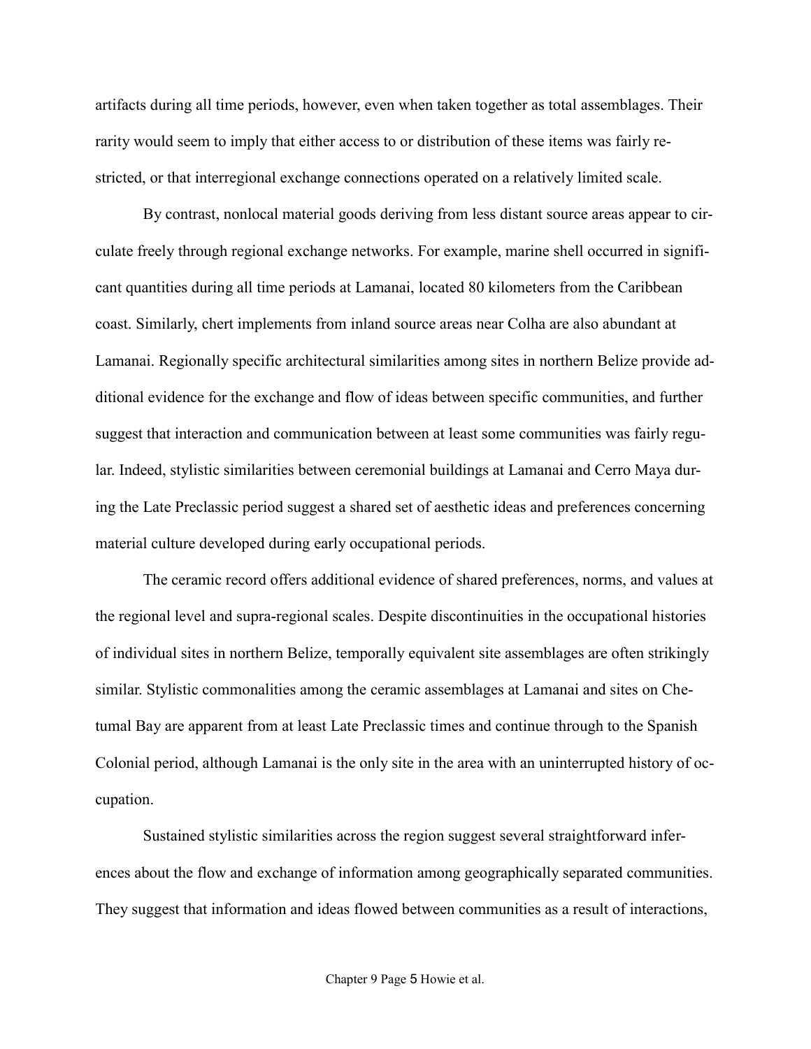artifacts during all time periods, however, even when taken together as total assemblages. Their rarity would seem to imply that either access to or distribution of these items was fairly restricted, or that interregional exchange connections operated on a relatively limited scale.

By contrast, nonlocal material goods deriving from less distant source areas appear to circulate freely through regional exchange networks. For example, marine shell occurred in significant quantities during all time periods at Lamanai, located 80 kilometers from the Caribbean coast. Similarly, chert implements from inland source areas near Colha are also abundant at Lamanai. Regionally specific architectural similarities among sites in northern Belize provide additional evidence for the exchange and flow of ideas between specific communities, and further suggest that interaction and communication between at least some communities was fairly regular. Indeed, stylistic similarities between ceremonial buildings at Lamanai and Cerro Maya during the Late Preclassic period suggest a shared set of aesthetic ideas and preferences concerning material culture developed during early occupational periods.

The ceramic record offers additional evidence of shared preferences, norms, and values at the regional level and supra-regional scales. Despite discontinuities in the occupational histories of individual sites in northern Belize, temporally equivalent site assemblages are often strikingly similar. Stylistic commonalities among the ceramic assemblages at Lamanai and sites on Chetumal Bay are apparent from at least Late Preclassic times and continue through to the Spanish Colonial period, although Lamanai is the only site in the area with an uninterrupted history of occupation.

Sustained stylistic similarities across the region suggest several straightforward inferences about the flow and exchange of information among geographically separated communities. They suggest that information and ideas flowed between communities as a result of interactions,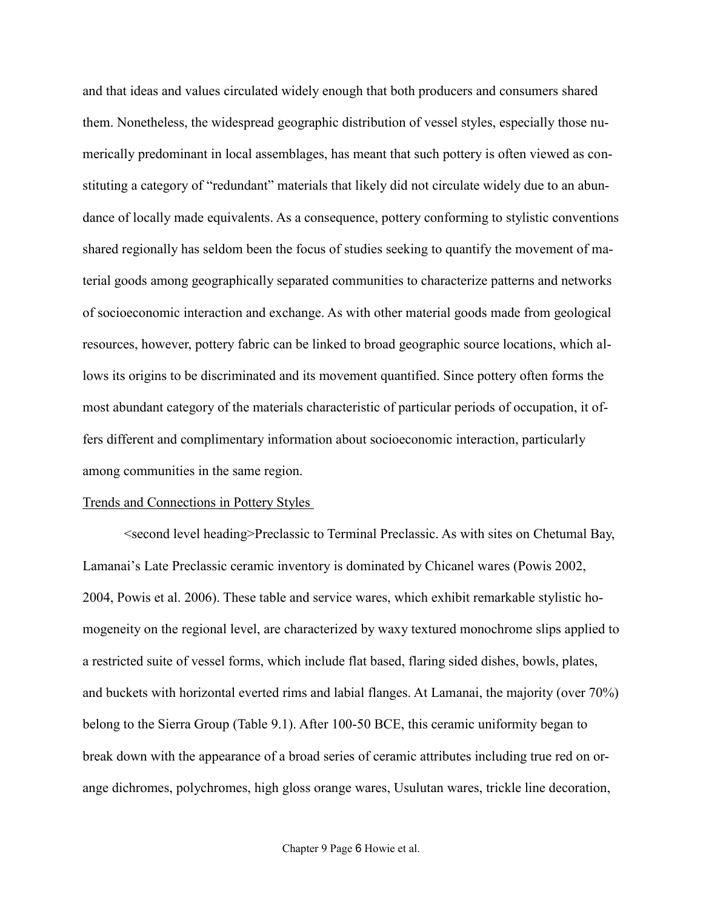and that ideas and values circulated widely enough that both producers and consumers shared them. Nonetheless, the widespread geographic distribution of vessel styles, especially those numerically predominant in local assemblages, has meant that such pottery is often viewed as constituting a category of "redundant" materials that likely did not circulate widely due to an abundance of locally made equivalents. As a consequence, pottery conforming to stylistic conventions shared regionally has seldom been the focus of studies seeking to quantify the movement of material goods among geographically separated communities to characterize patterns and networks of socioeconomic interaction and exchange. As with other material goods made from geological resources, however, pottery fabric can be linked to broad geographic source locations, which allows its origins to be discriminated and its movement quantified. Since pottery often forms the most abundant category of the materials characteristic of particular periods of occupation, it offers different and complimentary information about socioeconomic interaction, particularly among communities in the same region.

## Trends and Connections in Pottery Styles

<second level heading>Preclassic to Terminal Preclassic. As with sites on Chetumal Bay, Lamanai's Late Preclassic ceramic inventory is dominated by Chicanel wares (Powis 2002, 2004, Powis et al. 2006). These table and service wares, which exhibit remarkable stylistic homogeneity on the regional level, are characterized by waxy textured monochrome slips applied to a restricted suite of vessel forms, which include flat based, flaring sided dishes, bowls, plates, and buckets with horizontal everted rims and labial flanges. At Lamanai, the majority (over 70%) belong to the Sierra Group (Table 9.1). After 100-50 BCE, this ceramic uniformity began to break down with the appearance of a broad series of ceramic attributes including true red on orange dichromes, polychromes, high gloss orange wares, Usulutan wares, trickle line decoration,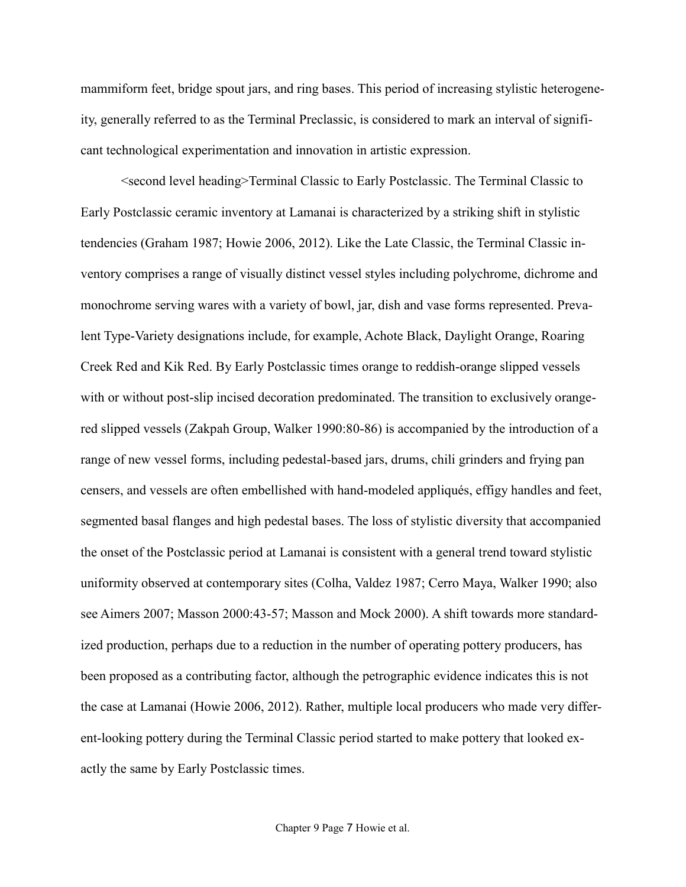mammiform feet, bridge spout jars, and ring bases. This period of increasing stylistic heterogeneity, generally referred to as the Terminal Preclassic, is considered to mark an interval of significant technological experimentation and innovation in artistic expression.

<second level heading>Terminal Classic to Early Postclassic. The Terminal Classic to Early Postclassic ceramic inventory at Lamanai is characterized by a striking shift in stylistic tendencies (Graham 1987; Howie 2006, 2012). Like the Late Classic, the Terminal Classic inventory comprises a range of visually distinct vessel styles including polychrome, dichrome and monochrome serving wares with a variety of bowl, jar, dish and vase forms represented. Prevalent Type-Variety designations include, for example, Achote Black, Daylight Orange, Roaring Creek Red and Kik Red. By Early Postclassic times orange to reddish-orange slipped vessels with or without post-slip incised decoration predominated. The transition to exclusively orange-red slipped vessels (Zakpah Group, Walker 1990:80-86) is accompanied by the introduction of a range of new vessel forms, including pedestal-based jars, drums, chili grinders and frying pan censers, and vessels are often embellished with hand-modeled appliqués, effigy handles and feet, segmented basal flanges and high pedestal bases. The loss of stylistic diversity that accompanied the onset of the Postclassic period at Lamanai is consistent with a general trend toward stylistic uniformity observed at contemporary sites (Colha, Valdez 1987; Cerro Maya, Walker 1990; also see Aimers 2007; Masson 2000:43-57; Masson and Mock 2000). A shift towards more standardized production, perhaps due to a reduction in the number of operating pottery producers, has been proposed as a contributing factor, although the petrographic evidence indicates this is not the case at Lamanai (Howie 2006, 2012). Rather, multiple local producers who made very different-looking pottery during the Terminal Classic period started to make pottery that looked exactly the same by Early Postclassic times.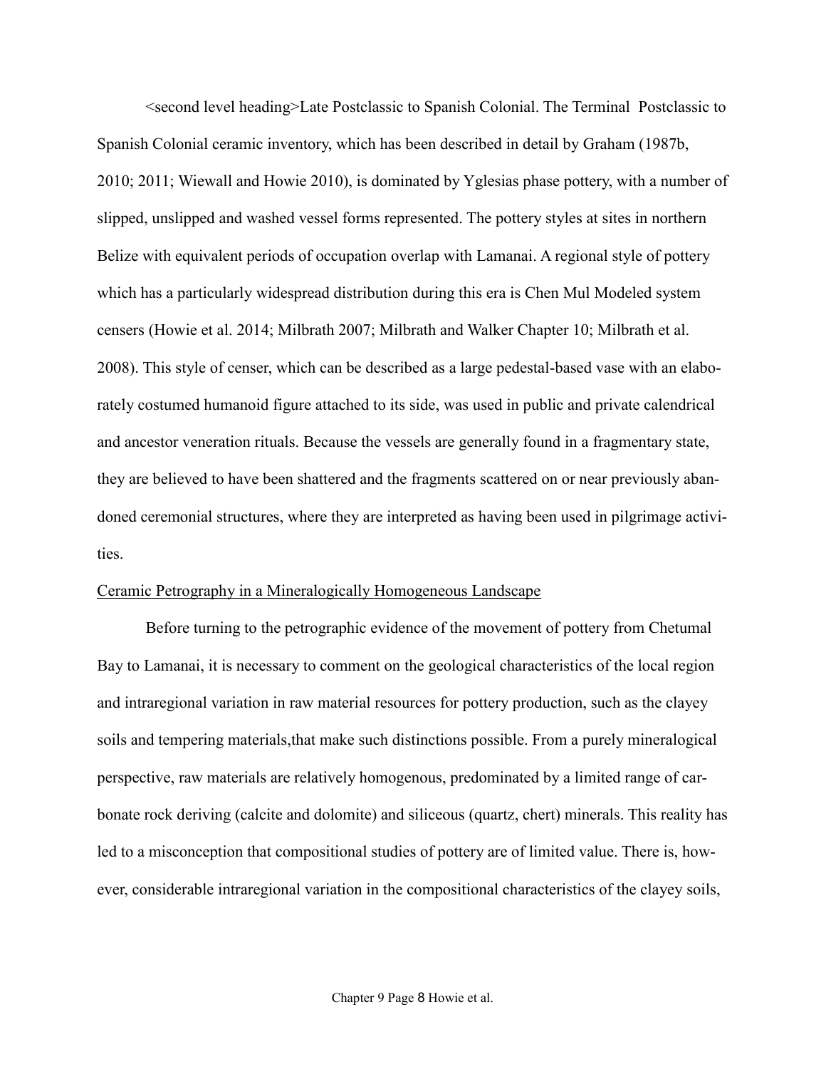<second level heading>Late Postclassic to Spanish Colonial. The Terminal Postclassic to Spanish Colonial ceramic inventory, which has been described in detail by Graham (1987b, 2010; 2011; Wiewall and Howie 2010), is dominated by Yglesias phase pottery, with a number of slipped, unslipped and washed vessel forms represented. The pottery styles at sites in northern Belize with equivalent periods of occupation overlap with Lamanai. A regional style of pottery which has a particularly widespread distribution during this era is Chen Mul Modeled system censers (Howie et al. 2014; Milbrath 2007; Milbrath and Walker Chapter 10; Milbrath et al. 2008). This style of censer, which can be described as a large pedestal-based vase with an elaborately costumed humanoid figure attached to its side, was used in public and private calendrical and ancestor veneration rituals. Because the vessels are generally found in a fragmentary state, they are believed to have been shattered and the fragments scattered on or near previously abandoned ceremonial structures, where they are interpreted as having been used in pilgrimage activities.

<u>Ceramic Petrography in a Mineralogically Homogeneous Landscape</u>

Before turning to the petrographic evidence of the movement of pottery from Chetumal Bay to Lamanai, it is necessary to comment on the geological characteristics of the local region and intraregional variation in raw material resources for pottery production, such as the clayey soils and tempering materials,that make such distinctions possible. From a purely mineralogical perspective, raw materials are relatively homogenous, predominated by a limited range of carbonate rock deriving (calcite and dolomite) and siliceous (quartz, chert) minerals. This reality has led to a misconception that compositional studies of pottery are of limited value. There is, however, considerable intraregional variation in the compositional characteristics of the clayey soils,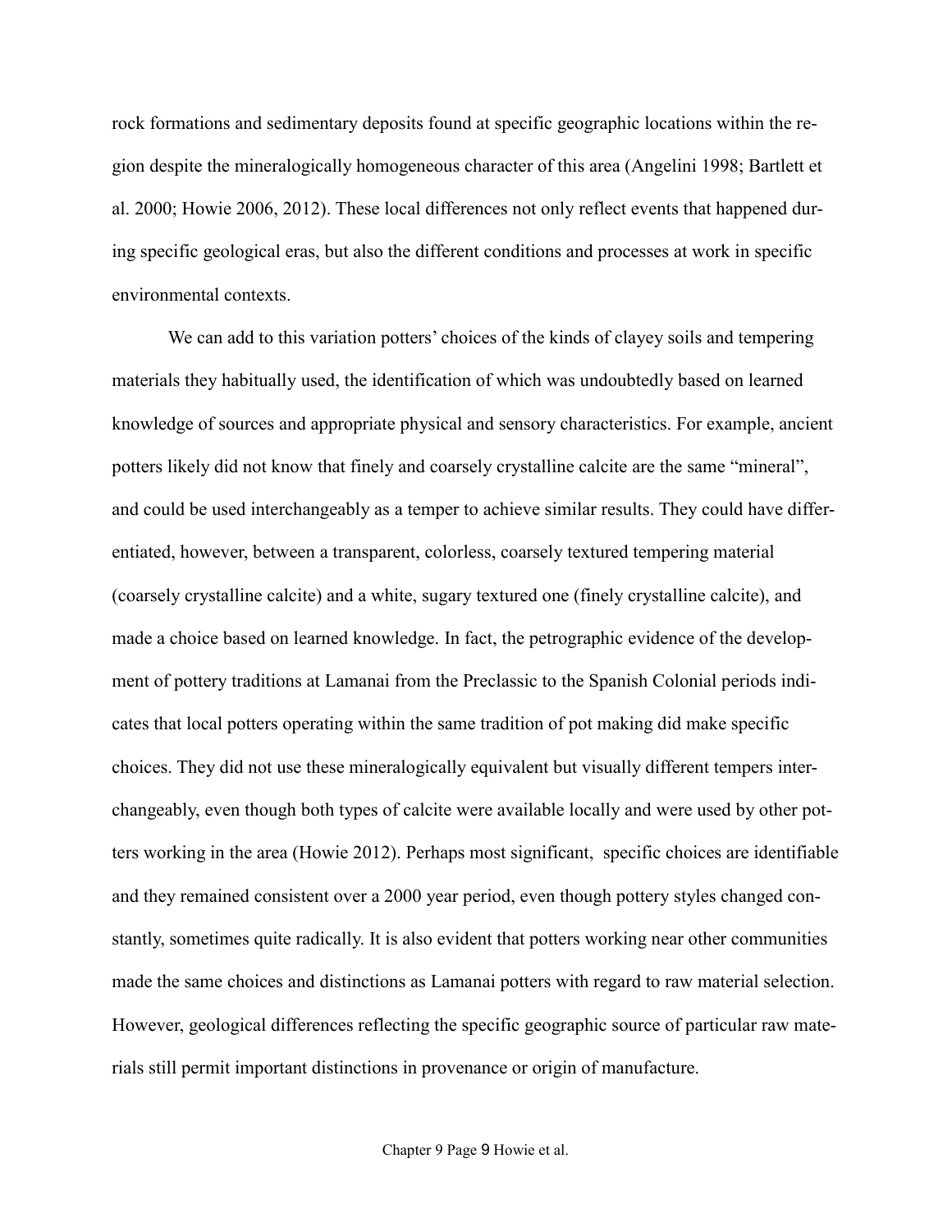rock formations and sedimentary deposits found at specific geographic locations within the region despite the mineralogically homogeneous character of this area (Angelini 1998; Bartlett et al. 2000; Howie 2006, 2012). These local differences not only reflect events that happened during specific geological eras, but also the different conditions and processes at work in specific environmental contexts.

We can add to this variation potters' choices of the kinds of clayey soils and tempering materials they habitually used, the identification of which was undoubtedly based on learned knowledge of sources and appropriate physical and sensory characteristics. For example, ancient potters likely did not know that finely and coarsely crystalline calcite are the same "mineral", and could be used interchangeably as a temper to achieve similar results. They could have differentiated, however, between a transparent, colorless, coarsely textured tempering material (coarsely crystalline calcite) and a white, sugary textured one (finely crystalline calcite), and made a choice based on learned knowledge. In fact, the petrographic evidence of the development of pottery traditions at Lamanai from the Preclassic to the Spanish Colonial periods indicates that local potters operating within the same tradition of pot making did make specific choices. They did not use these mineralogically equivalent but visually different tempers interchangeably, even though both types of calcite were available locally and were used by other potters working in the area (Howie 2012). Perhaps most significant, specific choices are identifiable and they remained consistent over a 2000 year period, even though pottery styles changed constantly, sometimes quite radically. It is also evident that potters working near other communities made the same choices and distinctions as Lamanai potters with regard to raw material selection. However, geological differences reflecting the specific geographic source of particular raw materials still permit important distinctions in provenance or origin of manufacture.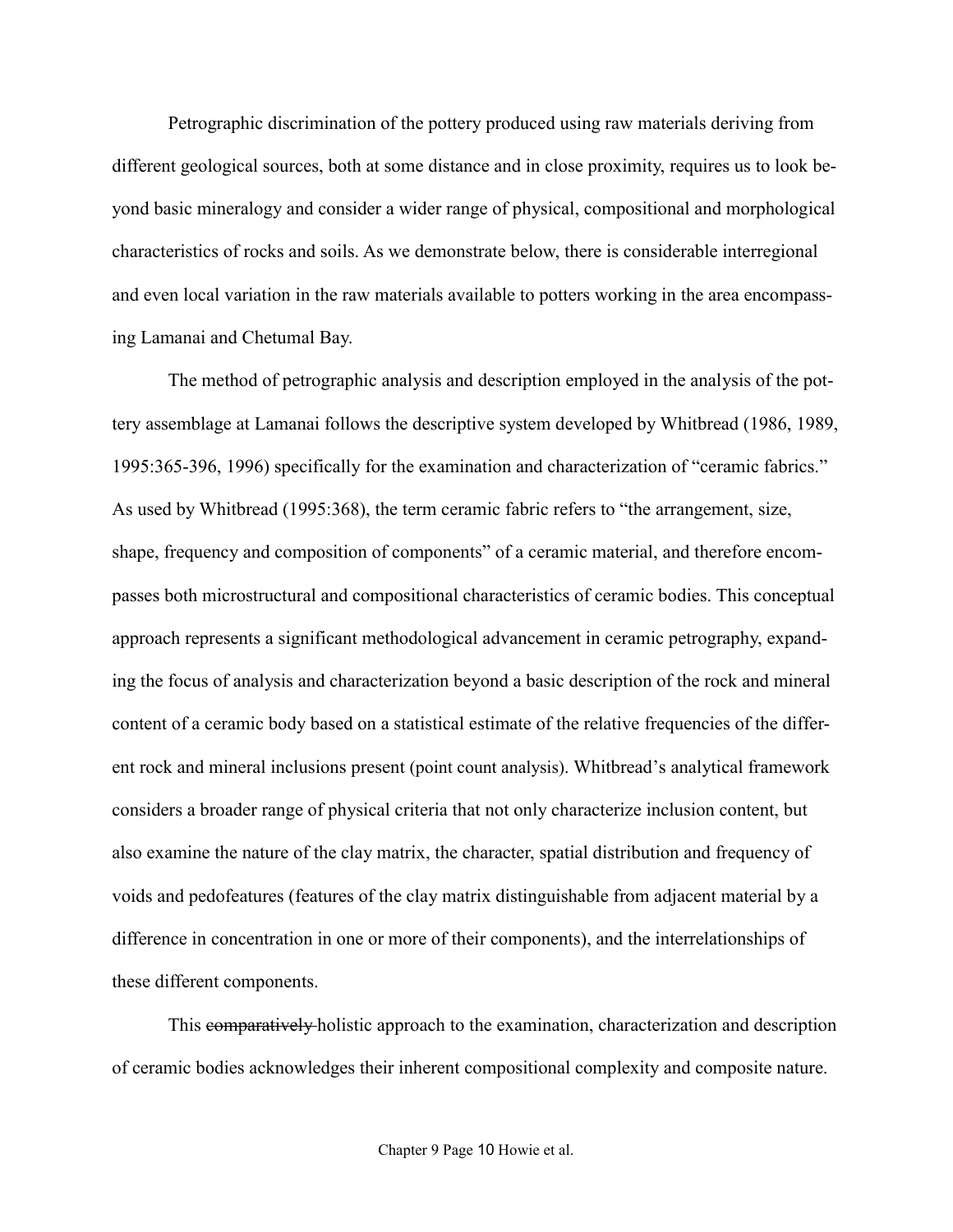Petrographic discrimination of the pottery produced using raw materials deriving from different geological sources, both at some distance and in close proximity, requires us to look beyond basic mineralogy and consider a wider range of physical, compositional and morphological characteristics of rocks and soils. As we demonstrate below, there is considerable interregional and even local variation in the raw materials available to potters working in the area encompassing Lamanai and Chetumal Bay.

The method of petrographic analysis and description employed in the analysis of the pottery assemblage at Lamanai follows the descriptive system developed by Whitbread (1986, 1989, 1995:365-396, 1996) specifically for the examination and characterization of "ceramic fabrics." As used by Whitbread (1995:368), the term ceramic fabric refers to "the arrangement, size, shape, frequency and composition of components" of a ceramic material, and therefore encompasses both microstructural and compositional characteristics of ceramic bodies. This conceptual approach represents a significant methodological advancement in ceramic petrography, expanding the focus of analysis and characterization beyond a basic description of the rock and mineral content of a ceramic body based on a statistical estimate of the relative frequencies of the different rock and mineral inclusions present (point count analysis). Whitbread's analytical framework considers a broader range of physical criteria that not only characterize inclusion content, but also examine the nature of the clay matrix, the character, spatial distribution and frequency of voids and pedofeatures (features of the clay matrix distinguishable from adjacent material by a difference in concentration in one or more of their components), and the interrelationships of these different components.

This ~~comparatively~~ holistic approach to the examination, characterization and description of ceramic bodies acknowledges their inherent compositional complexity and composite nature.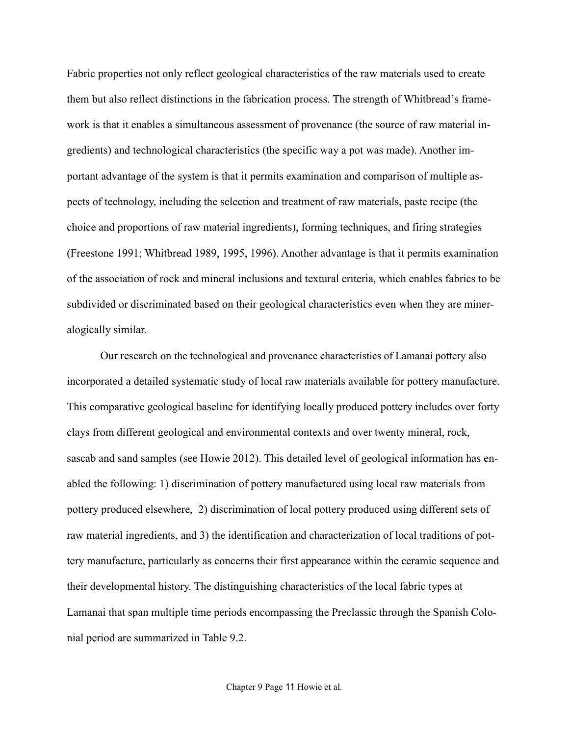Fabric properties not only reflect geological characteristics of the raw materials used to create them but also reflect distinctions in the fabrication process. The strength of Whitbread's framework is that it enables a simultaneous assessment of provenance (the source of raw material ingredients) and technological characteristics (the specific way a pot was made). Another important advantage of the system is that it permits examination and comparison of multiple aspects of technology, including the selection and treatment of raw materials, paste recipe (the choice and proportions of raw material ingredients), forming techniques, and firing strategies (Freestone 1991; Whitbread 1989, 1995, 1996). Another advantage is that it permits examination of the association of rock and mineral inclusions and textural criteria, which enables fabrics to be subdivided or discriminated based on their geological characteristics even when they are mineralogically similar.

Our research on the technological and provenance characteristics of Lamanai pottery also incorporated a detailed systematic study of local raw materials available for pottery manufacture. This comparative geological baseline for identifying locally produced pottery includes over forty clays from different geological and environmental contexts and over twenty mineral, rock, sascab and sand samples (see Howie 2012). This detailed level of geological information has enabled the following: 1) discrimination of pottery manufactured using local raw materials from pottery produced elsewhere, 2) discrimination of local pottery produced using different sets of raw material ingredients, and 3) the identification and characterization of local traditions of pottery manufacture, particularly as concerns their first appearance within the ceramic sequence and their developmental history. The distinguishing characteristics of the local fabric types at Lamanai that span multiple time periods encompassing the Preclassic through the Spanish Colonial period are summarized in Table 9.2.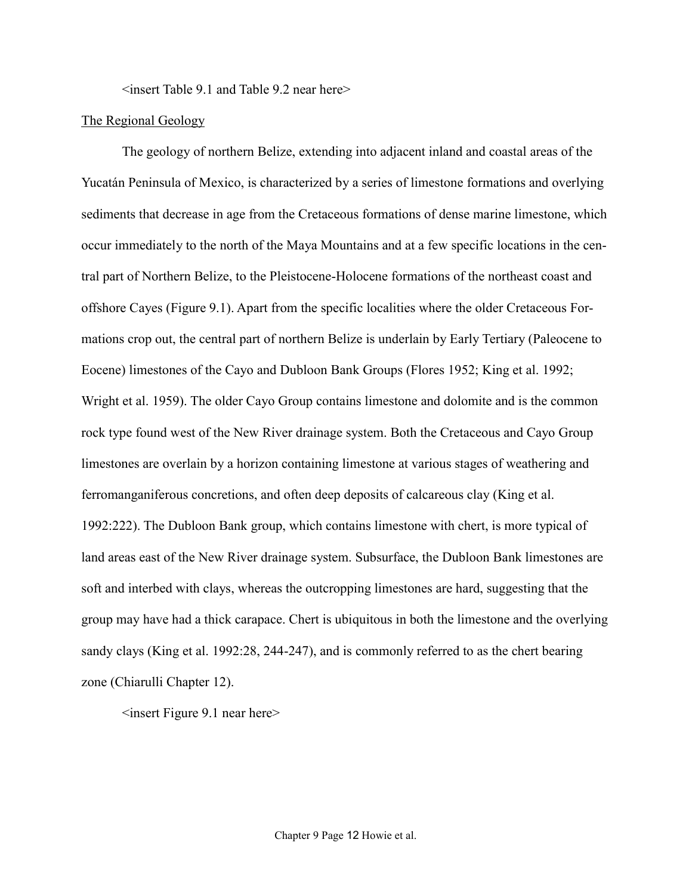<insert Table 9.1 and Table 9.2 near here>

## The Regional Geology

The geology of northern Belize, extending into adjacent inland and coastal areas of the Yucatán Peninsula of Mexico, is characterized by a series of limestone formations and overlying sediments that decrease in age from the Cretaceous formations of dense marine limestone, which occur immediately to the north of the Maya Mountains and at a few specific locations in the central part of Northern Belize, to the Pleistocene-Holocene formations of the northeast coast and offshore Cayes (Figure 9.1). Apart from the specific localities where the older Cretaceous Formations crop out, the central part of northern Belize is underlain by Early Tertiary (Paleocene to Eocene) limestones of the Cayo and Dubloon Bank Groups (Flores 1952; King et al. 1992; Wright et al. 1959). The older Cayo Group contains limestone and dolomite and is the common rock type found west of the New River drainage system. Both the Cretaceous and Cayo Group limestones are overlain by a horizon containing limestone at various stages of weathering and ferromanganiferous concretions, and often deep deposits of calcareous clay (King et al. 1992:222). The Dubloon Bank group, which contains limestone with chert, is more typical of land areas east of the New River drainage system. Subsurface, the Dubloon Bank limestones are soft and interbed with clays, whereas the outcropping limestones are hard, suggesting that the group may have had a thick carapace. Chert is ubiquitous in both the limestone and the overlying sandy clays (King et al. 1992:28, 244-247), and is commonly referred to as the chert bearing zone (Chiarulli Chapter 12).

<insert Figure 9.1 near here>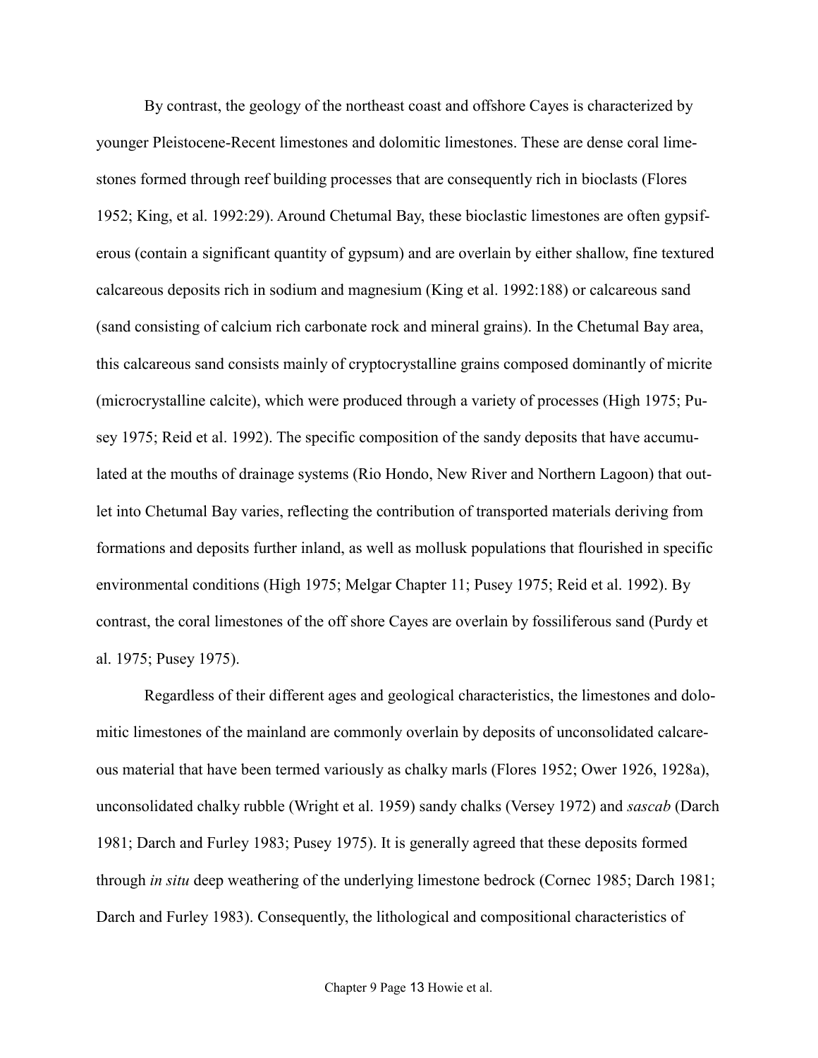By contrast, the geology of the northeast coast and offshore Cayes is characterized by younger Pleistocene-Recent limestones and dolomitic limestones. These are dense coral limestones formed through reef building processes that are consequently rich in bioclasts (Flores 1952; King, et al. 1992:29). Around Chetumal Bay, these bioclastic limestones are often gypsiferous (contain a significant quantity of gypsum) and are overlain by either shallow, fine textured calcareous deposits rich in sodium and magnesium (King et al. 1992:188) or calcareous sand (sand consisting of calcium rich carbonate rock and mineral grains). In the Chetumal Bay area, this calcareous sand consists mainly of cryptocrystalline grains composed dominantly of micrite (microcrystalline calcite), which were produced through a variety of processes (High 1975; Pusey 1975; Reid et al. 1992). The specific composition of the sandy deposits that have accumulated at the mouths of drainage systems (Rio Hondo, New River and Northern Lagoon) that outlet into Chetumal Bay varies, reflecting the contribution of transported materials deriving from formations and deposits further inland, as well as mollusk populations that flourished in specific environmental conditions (High 1975; Melgar Chapter 11; Pusey 1975; Reid et al. 1992). By contrast, the coral limestones of the off shore Cayes are overlain by fossiliferous sand (Purdy et al. 1975; Pusey 1975).

Regardless of their different ages and geological characteristics, the limestones and dolomitic limestones of the mainland are commonly overlain by deposits of unconsolidated calcareous material that have been termed variously as chalky marls (Flores 1952; Ower 1926, 1928a), unconsolidated chalky rubble (Wright et al. 1959) sandy chalks (Versey 1972) and *sascab* (Darch 1981; Darch and Furley 1983; Pusey 1975). It is generally agreed that these deposits formed through *in situ* deep weathering of the underlying limestone bedrock (Cornec 1985; Darch 1981; Darch and Furley 1983). Consequently, the lithological and compositional characteristics of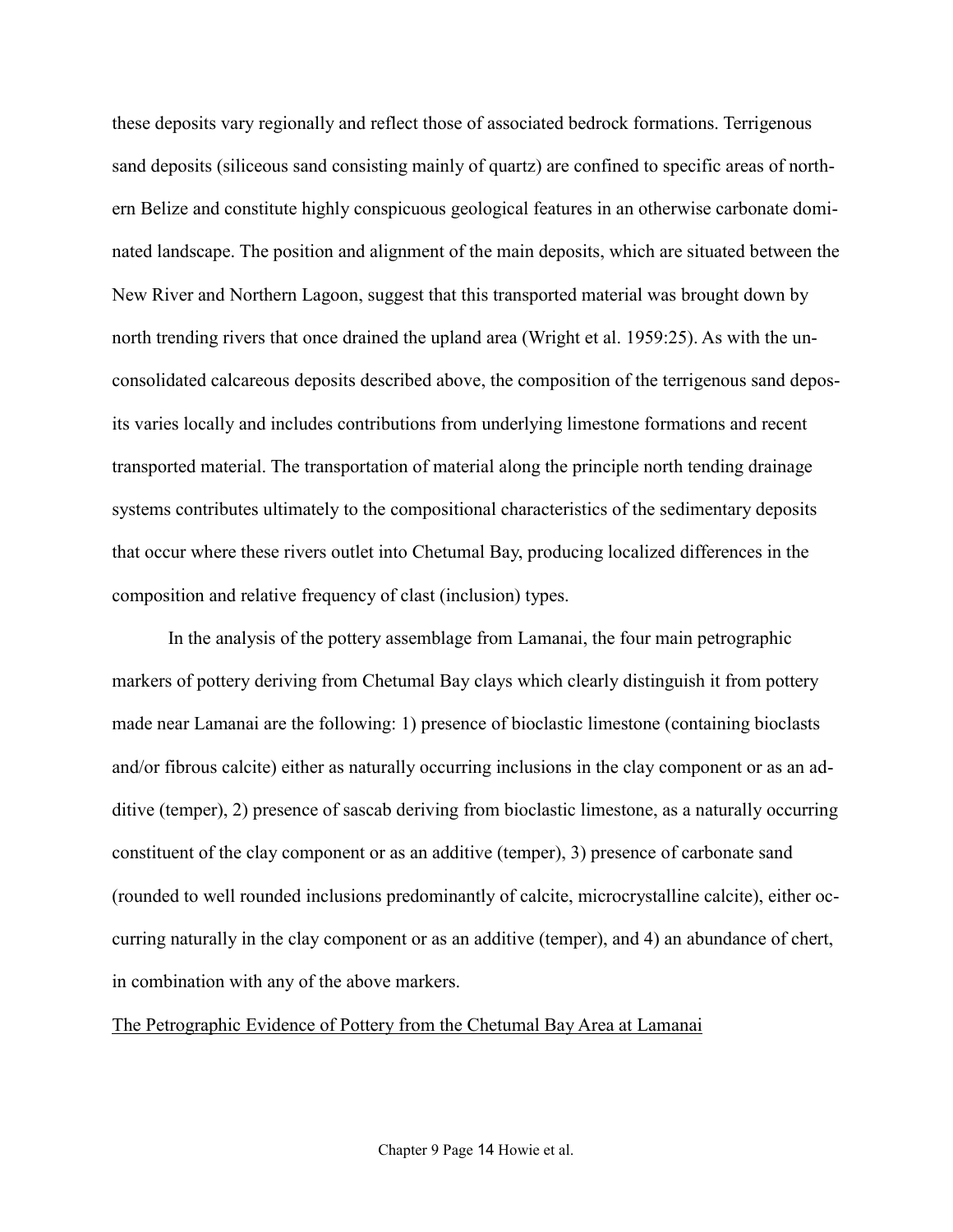these deposits vary regionally and reflect those of associated bedrock formations. Terrigenous sand deposits (siliceous sand consisting mainly of quartz) are confined to specific areas of northern Belize and constitute highly conspicuous geological features in an otherwise carbonate dominated landscape. The position and alignment of the main deposits, which are situated between the New River and Northern Lagoon, suggest that this transported material was brought down by north trending rivers that once drained the upland area (Wright et al. 1959:25). As with the unconsolidated calcareous deposits described above, the composition of the terrigenous sand deposits varies locally and includes contributions from underlying limestone formations and recent transported material. The transportation of material along the principle north tending drainage systems contributes ultimately to the compositional characteristics of the sedimentary deposits that occur where these rivers outlet into Chetumal Bay, producing localized differences in the composition and relative frequency of clast (inclusion) types.

In the analysis of the pottery assemblage from Lamanai, the four main petrographic markers of pottery deriving from Chetumal Bay clays which clearly distinguish it from pottery made near Lamanai are the following: 1) presence of bioclastic limestone (containing bioclasts and/or fibrous calcite) either as naturally occurring inclusions in the clay component or as an additive (temper), 2) presence of sascab deriving from bioclastic limestone, as a naturally occurring constituent of the clay component or as an additive (temper), 3) presence of carbonate sand (rounded to well rounded inclusions predominantly of calcite, microcrystalline calcite), either occurring naturally in the clay component or as an additive (temper), and 4) an abundance of chert, in combination with any of the above markers.

<u>The Petrographic Evidence of Pottery from the Chetumal Bay Area at Lamanai</u>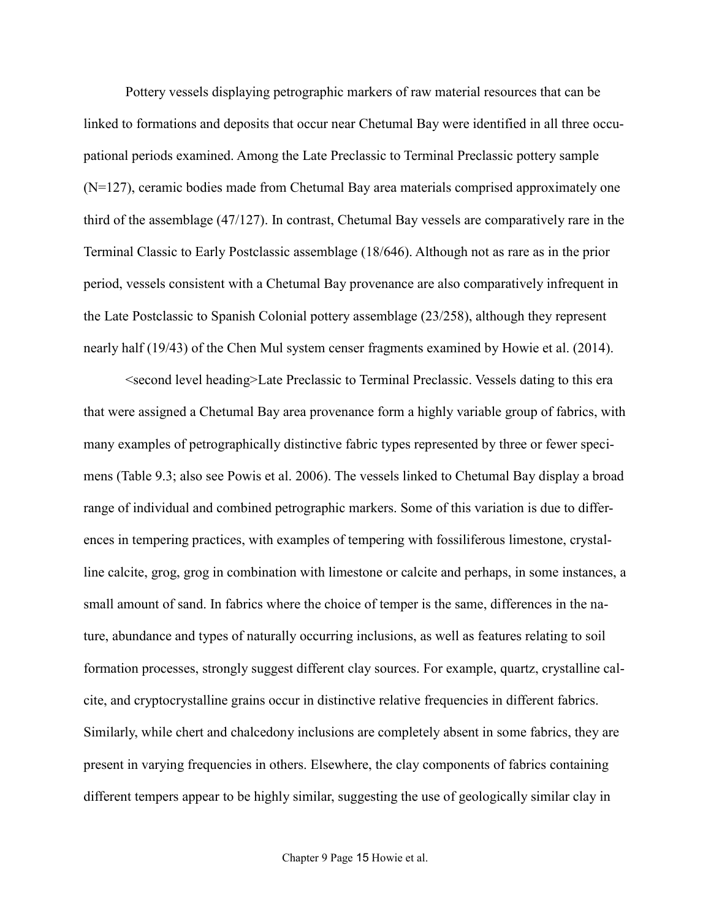Pottery vessels displaying petrographic markers of raw material resources that can be linked to formations and deposits that occur near Chetumal Bay were identified in all three occupational periods examined. Among the Late Preclassic to Terminal Preclassic pottery sample (N=127), ceramic bodies made from Chetumal Bay area materials comprised approximately one third of the assemblage (47/127). In contrast, Chetumal Bay vessels are comparatively rare in the Terminal Classic to Early Postclassic assemblage (18/646). Although not as rare as in the prior period, vessels consistent with a Chetumal Bay provenance are also comparatively infrequent in the Late Postclassic to Spanish Colonial pottery assemblage (23/258), although they represent nearly half (19/43) of the Chen Mul system censer fragments examined by Howie et al. (2014).

<second level heading>Late Preclassic to Terminal Preclassic. Vessels dating to this era that were assigned a Chetumal Bay area provenance form a highly variable group of fabrics, with many examples of petrographically distinctive fabric types represented by three or fewer specimens (Table 9.3; also see Powis et al. 2006). The vessels linked to Chetumal Bay display a broad range of individual and combined petrographic markers. Some of this variation is due to differences in tempering practices, with examples of tempering with fossiliferous limestone, crystalline calcite, grog, grog in combination with limestone or calcite and perhaps, in some instances, a small amount of sand. In fabrics where the choice of temper is the same, differences in the nature, abundance and types of naturally occurring inclusions, as well as features relating to soil formation processes, strongly suggest different clay sources. For example, quartz, crystalline calcite, and cryptocrystalline grains occur in distinctive relative frequencies in different fabrics. Similarly, while chert and chalcedony inclusions are completely absent in some fabrics, they are present in varying frequencies in others. Elsewhere, the clay components of fabrics containing different tempers appear to be highly similar, suggesting the use of geologically similar clay in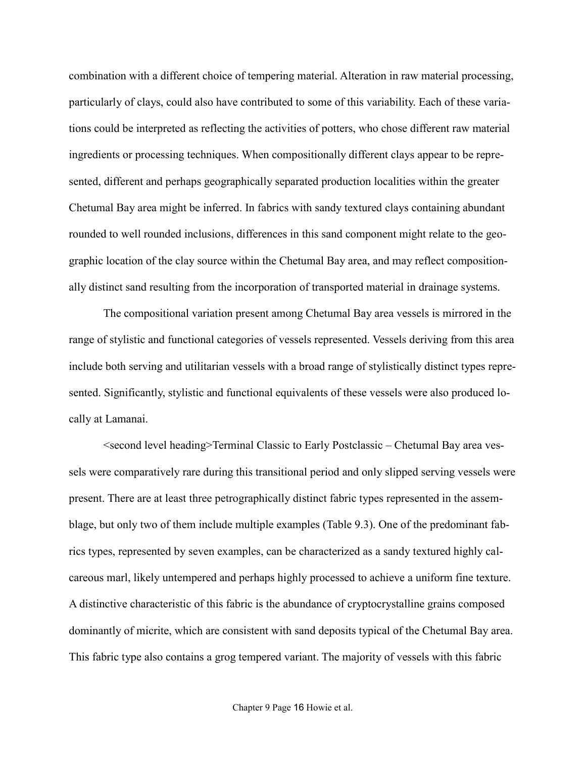combination with a different choice of tempering material. Alteration in raw material processing, particularly of clays, could also have contributed to some of this variability. Each of these variations could be interpreted as reflecting the activities of potters, who chose different raw material ingredients or processing techniques. When compositionally different clays appear to be represented, different and perhaps geographically separated production localities within the greater Chetumal Bay area might be inferred. In fabrics with sandy textured clays containing abundant rounded to well rounded inclusions, differences in this sand component might relate to the geographic location of the clay source within the Chetumal Bay area, and may reflect compositionally distinct sand resulting from the incorporation of transported material in drainage systems.

The compositional variation present among Chetumal Bay area vessels is mirrored in the range of stylistic and functional categories of vessels represented. Vessels deriving from this area include both serving and utilitarian vessels with a broad range of stylistically distinct types represented. Significantly, stylistic and functional equivalents of these vessels were also produced locally at Lamanai.

<second level heading>Terminal Classic to Early Postclassic – Chetumal Bay area vessels were comparatively rare during this transitional period and only slipped serving vessels were present. There are at least three petrographically distinct fabric types represented in the assemblage, but only two of them include multiple examples (Table 9.3). One of the predominant fabrics types, represented by seven examples, can be characterized as a sandy textured highly calcareous marl, likely untempered and perhaps highly processed to achieve a uniform fine texture. A distinctive characteristic of this fabric is the abundance of cryptocrystalline grains composed dominantly of micrite, which are consistent with sand deposits typical of the Chetumal Bay area. This fabric type also contains a grog tempered variant. The majority of vessels with this fabric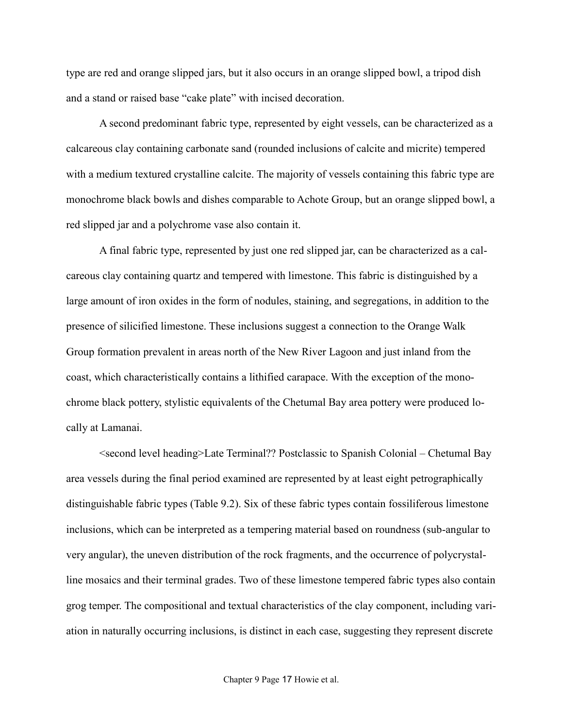type are red and orange slipped jars, but it also occurs in an orange slipped bowl, a tripod dish and a stand or raised base "cake plate" with incised decoration.

A second predominant fabric type, represented by eight vessels, can be characterized as a calcareous clay containing carbonate sand (rounded inclusions of calcite and micrite) tempered with a medium textured crystalline calcite. The majority of vessels containing this fabric type are monochrome black bowls and dishes comparable to Achote Group, but an orange slipped bowl, a red slipped jar and a polychrome vase also contain it.

A final fabric type, represented by just one red slipped jar, can be characterized as a calcareous clay containing quartz and tempered with limestone. This fabric is distinguished by a large amount of iron oxides in the form of nodules, staining, and segregations, in addition to the presence of silicified limestone. These inclusions suggest a connection to the Orange Walk Group formation prevalent in areas north of the New River Lagoon and just inland from the coast, which characteristically contains a lithified carapace. With the exception of the monochrome black pottery, stylistic equivalents of the Chetumal Bay area pottery were produced locally at Lamanai.

<second level heading>Late Terminal?? Postclassic to Spanish Colonial – Chetumal Bay area vessels during the final period examined are represented by at least eight petrographically distinguishable fabric types (Table 9.2). Six of these fabric types contain fossiliferous limestone inclusions, which can be interpreted as a tempering material based on roundness (sub-angular to very angular), the uneven distribution of the rock fragments, and the occurrence of polycrystalline mosaics and their terminal grades. Two of these limestone tempered fabric types also contain grog temper. The compositional and textual characteristics of the clay component, including variation in naturally occurring inclusions, is distinct in each case, suggesting they represent discrete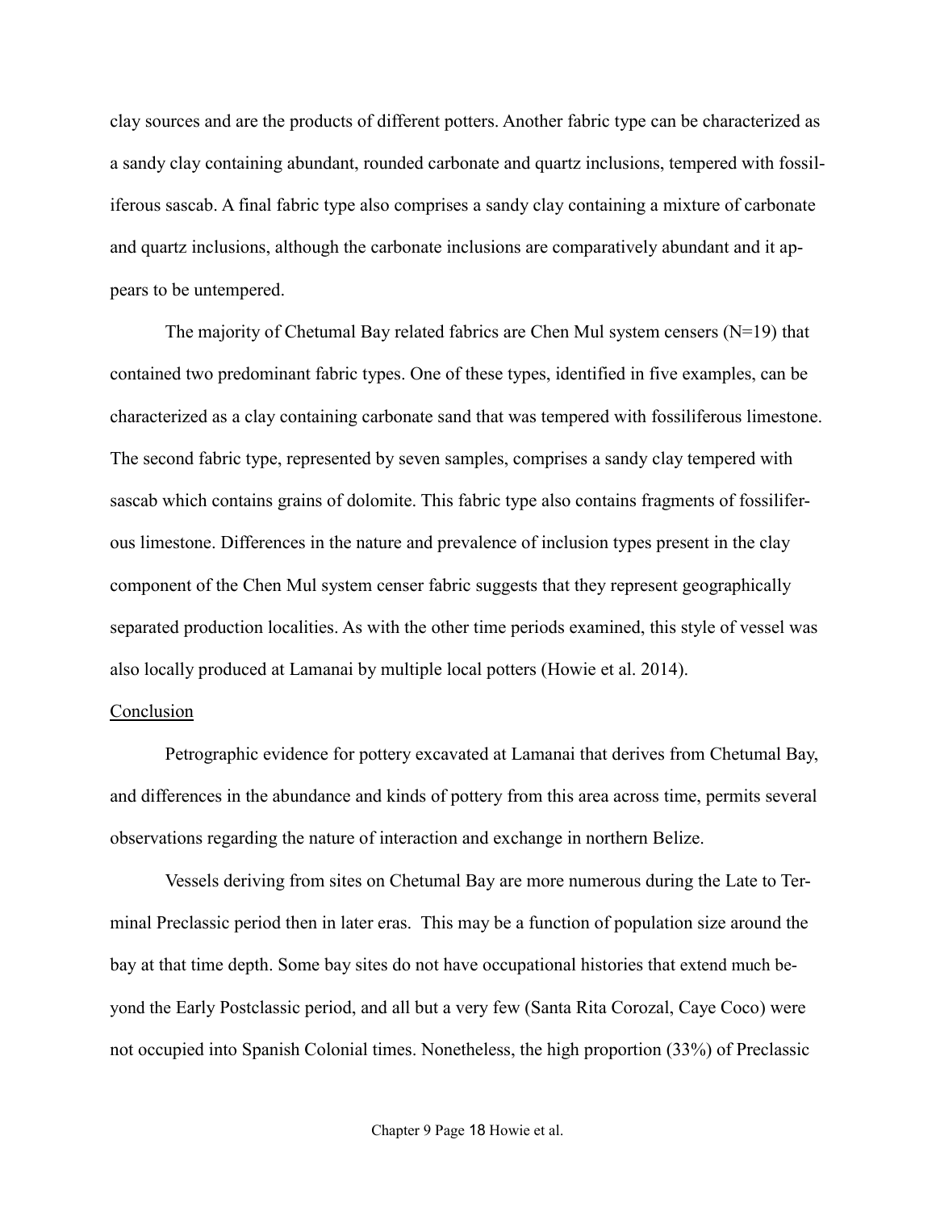clay sources and are the products of different potters. Another fabric type can be characterized as a sandy clay containing abundant, rounded carbonate and quartz inclusions, tempered with fossiliferous sascab. A final fabric type also comprises a sandy clay containing a mixture of carbonate and quartz inclusions, although the carbonate inclusions are comparatively abundant and it appears to be untempered.

The majority of Chetumal Bay related fabrics are Chen Mul system censers (N=19) that contained two predominant fabric types. One of these types, identified in five examples, can be characterized as a clay containing carbonate sand that was tempered with fossiliferous limestone. The second fabric type, represented by seven samples, comprises a sandy clay tempered with sascab which contains grains of dolomite. This fabric type also contains fragments of fossiliferous limestone. Differences in the nature and prevalence of inclusion types present in the clay component of the Chen Mul system censer fabric suggests that they represent geographically separated production localities. As with the other time periods examined, this style of vessel was also locally produced at Lamanai by multiple local potters (Howie et al. 2014).

## Conclusion

Petrographic evidence for pottery excavated at Lamanai that derives from Chetumal Bay, and differences in the abundance and kinds of pottery from this area across time, permits several observations regarding the nature of interaction and exchange in northern Belize.

Vessels deriving from sites on Chetumal Bay are more numerous during the Late to Terminal Preclassic period then in later eras. This may be a function of population size around the bay at that time depth. Some bay sites do not have occupational histories that extend much beyond the Early Postclassic period, and all but a very few (Santa Rita Corozal, Caye Coco) were not occupied into Spanish Colonial times. Nonetheless, the high proportion (33%) of Preclassic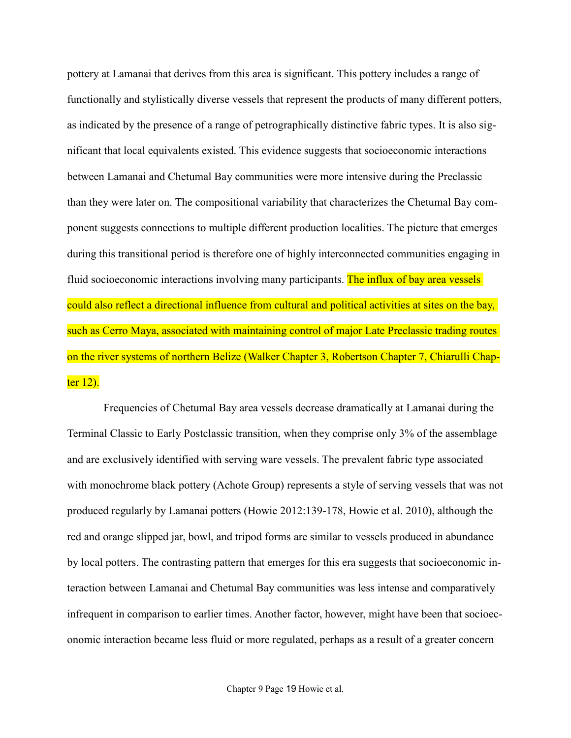pottery at Lamanai that derives from this area is significant. This pottery includes a range of functionally and stylistically diverse vessels that represent the products of many different potters, as indicated by the presence of a range of petrographically distinctive fabric types. It is also significant that local equivalents existed. This evidence suggests that socioeconomic interactions between Lamanai and Chetumal Bay communities were more intensive during the Preclassic than they were later on. The compositional variability that characterizes the Chetumal Bay component suggests connections to multiple different production localities. The picture that emerges during this transitional period is therefore one of highly interconnected communities engaging in fluid socioeconomic interactions involving many participants. The influx of bay area vessels could also reflect a directional influence from cultural and political activities at sites on the bay, such as Cerro Maya, associated with maintaining control of major Late Preclassic trading routes on the river systems of northern Belize (Walker Chapter 3, Robertson Chapter 7, Chiarulli Chapter 12).

Frequencies of Chetumal Bay area vessels decrease dramatically at Lamanai during the Terminal Classic to Early Postclassic transition, when they comprise only 3% of the assemblage and are exclusively identified with serving ware vessels. The prevalent fabric type associated with monochrome black pottery (Achote Group) represents a style of serving vessels that was not produced regularly by Lamanai potters (Howie 2012:139-178, Howie et al. 2010), although the red and orange slipped jar, bowl, and tripod forms are similar to vessels produced in abundance by local potters. The contrasting pattern that emerges for this era suggests that socioeconomic interaction between Lamanai and Chetumal Bay communities was less intense and comparatively infrequent in comparison to earlier times. Another factor, however, might have been that socioeconomic interaction became less fluid or more regulated, perhaps as a result of a greater concern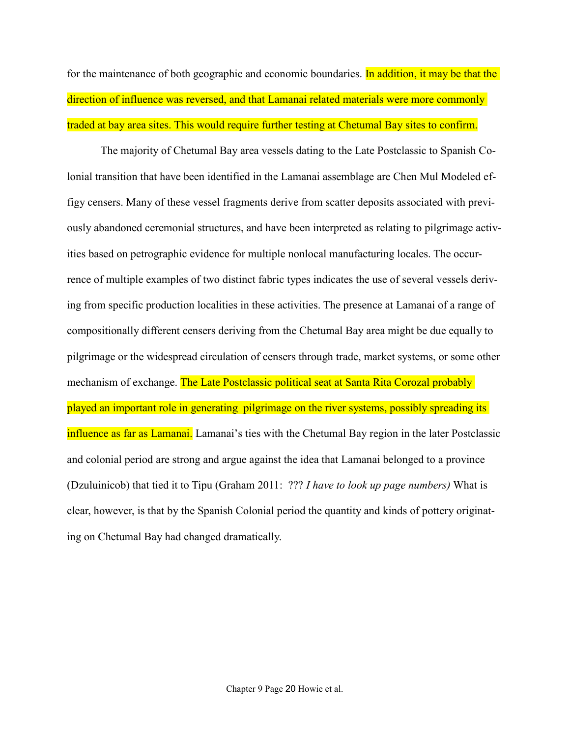for the maintenance of both geographic and economic boundaries. In addition, it may be that the direction of influence was reversed, and that Lamanai related materials were more commonly traded at bay area sites. This would require further testing at Chetumal Bay sites to confirm.

The majority of Chetumal Bay area vessels dating to the Late Postclassic to Spanish Colonial transition that have been identified in the Lamanai assemblage are Chen Mul Modeled effigy censers. Many of these vessel fragments derive from scatter deposits associated with previously abandoned ceremonial structures, and have been interpreted as relating to pilgrimage activities based on petrographic evidence for multiple nonlocal manufacturing locales. The occurrence of multiple examples of two distinct fabric types indicates the use of several vessels deriving from specific production localities in these activities. The presence at Lamanai of a range of compositionally different censers deriving from the Chetumal Bay area might be due equally to pilgrimage or the widespread circulation of censers through trade, market systems, or some other mechanism of exchange. The Late Postclassic political seat at Santa Rita Corozal probably played an important role in generating pilgrimage on the river systems, possibly spreading its influence as far as Lamanai. Lamanai's ties with the Chetumal Bay region in the later Postclassic and colonial period are strong and argue against the idea that Lamanai belonged to a province (Dzuluinicob) that tied it to Tipu (Graham 2011: ??? *I have to look up page numbers)* What is clear, however, is that by the Spanish Colonial period the quantity and kinds of pottery originating on Chetumal Bay had changed dramatically.